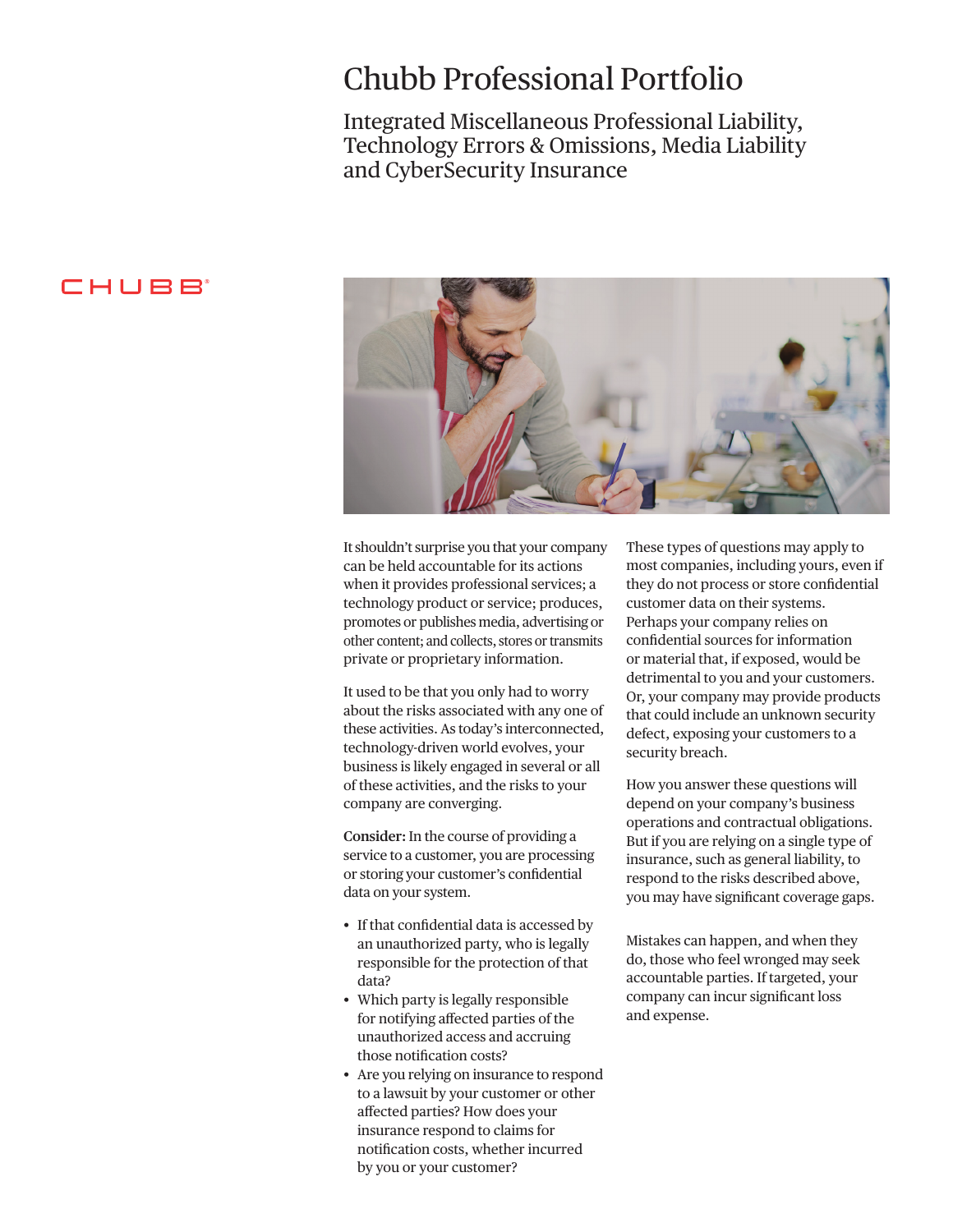# Chubb Professional Portfolio

## Integrated Miscellaneous Professional Liability, Technology Errors & Omissions, Media Liability and CyberSecurity Insurance

CHUBB®

It shouldn't surprise you that your company can be held accountable for its actions when it provides professional services; a technology product or service; produces, promotes or publishes media, advertising or other content; and collects, stores or transmits private or proprietary information.

It used to be that you only had to worry about the risks associated with any one of these activities. As today's interconnected, technology-driven world evolves, your business is likely engaged in several or all of these activities, and the risks to your company are converging.

**Consider:** In the course of providing a service to a customer, you are processing or storing your customer's confidential data on your system.

- If that confidential data is accessed by an unauthorized party, who is legally responsible for the protection of that data?
- Which party is legally responsible for notifying affected parties of the unauthorized access and accruing those notification costs?
- Are you relying on insurance to respond to a lawsuit by your customer or other affected parties? How does your insurance respond to claims for notification costs, whether incurred by you or your customer?

These types of questions may apply to most companies, including yours, even if they do not process or store confidential customer data on their systems. Perhaps your company relies on confidential sources for information or material that, if exposed, would be detrimental to you and your customers. Or, your company may provide products that could include an unknown security defect, exposing your customers to a security breach.

How you answer these questions will depend on your company's business operations and contractual obligations. But if you are relying on a single type of insurance, such as general liability, to respond to the risks described above, you may have significant coverage gaps.

Mistakes can happen, and when they do, those who feel wronged may seek accountable parties. If targeted, your company can incur significant loss and expense.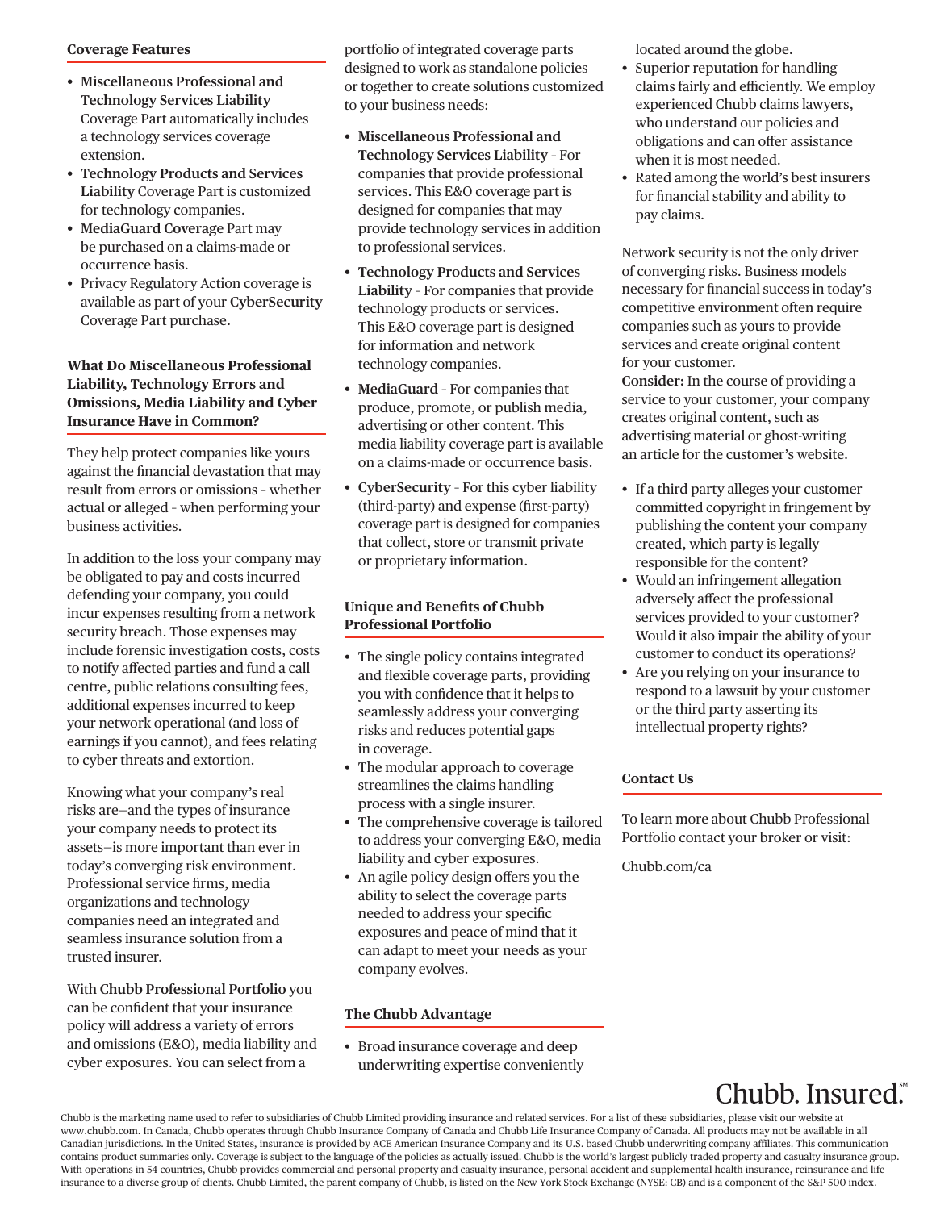## Coverage Features

- **Miscellaneous Professional and Technology Services Liability** Coverage Part automatically includes a technology services coverage extension.
- **Technology Products and Services Liability** Coverage Part is customized for technology companies.
- **MediaGuard Coverage** Part may be purchased on a claims-made or occurrence basis.
- Privacy Regulatory Action coverage is available as part of your **CyberSecurity** Coverage Part purchase.

## What Do Miscellaneous Professional Liability, Technology Errors and Omissions, Media Liability and Cyber Insurance Have in Common?

They help protect companies like yours against the financial devastation that may result from errors or omissions - whether actual or alleged - when performing your business activities.

In addition to the loss your company may be obligated to pay and costs incurred defending your company, you could incur expenses resulting from a network security breach. Those expenses may include forensic investigation costs, costs to notify affected parties and fund a call centre, public relations consulting fees, additional expenses incurred to keep your network operational (and loss of earnings if you cannot), and fees relating to cyber threats and extortion.

Knowing what your company's real risks are—and the types of insurance your company needs to protect its assets—is more important than ever in today's converging risk environment. Professional service firms, media organizations and technology companies need an integrated and seamless insurance solution from a trusted insurer.

With **Chubb Professional Portfolio** you can be confident that your insurance policy will address a variety of errors and omissions (E&O), media liability and cyber exposures. You can select from a portfolio of integrated coverage parts designed to work as standalone policies or together to create solutions customized to your business needs:

- **Miscellaneous Professional and Technology Services Liability** - For companies that provide professional services. This E&O coverage part is designed for companies that may provide technology services in addition to professional services.
- **Technology Products and Services Liability** - For companies that provide technology products or services. This E&O coverage part is designed for information and network technology companies.
- **MediaGuard** - For companies that produce, promote, or publish media, advertising or other content. This media liability coverage part is available on a claims-made or occurrence basis.
- **CyberSecurity** - For this cyber liability (third-party) and expense (first-party) coverage part is designed for companies that collect, store or transmit private or proprietary information.

## Unique and Benefits of Chubb Professional Portfolio

- The single policy contains integrated and flexible coverage parts, providing you with confidence that it helps to seamlessly address your converging risks and reduces potential gaps in coverage.
- The modular approach to coverage streamlines the claims handling process with a single insurer.
- The comprehensive coverage is tailored to address your converging E&O, media liability and cyber exposures.
- An agile policy design offers you the ability to select the coverage parts needed to address your specific exposures and peace of mind that it can adapt to meet your needs as your company evolves.

## The Chubb Advantage

- Broad insurance coverage and deep underwriting expertise conveniently located around the globe.
- Superior reputation for handling claims fairly and efficiently. We employ experienced Chubb claims lawyers, who understand our policies and obligations and can offer assistance when it is most needed.
- Rated among the world's best insurers for financial stability and ability to pay claims.

Network security is not the only driver of converging risks. Business models necessary for financial success in today's competitive environment often require companies such as yours to provide services and create original content for your customer.

**Consider:** In the course of providing a service to your customer, your company creates original content, such as advertising material or ghost-writing an article for the customer's website.

- If a third party alleges your customer committed copyright in fringement by publishing the content your company created, which party is legally responsible for the content?
- Would an infringement allegation adversely affect the professional services provided to your customer? Would it also impair the ability of your customer to conduct its operations?
- Are you relying on your insurance to respond to a lawsuit by your customer or the third party asserting its intellectual property rights?

## Contact Us

To learn more about Chubb Professional Portfolio contact your broker or visit:

Chubb.com/ca

Chubb. Insured.℠

Chubb is the marketing name used to refer to subsidiaries of Chubb Limited providing insurance and related services. For a list of these subsidiaries, please visit our website at www.chubb.com. In Canada, Chubb operates through Chubb Insurance Company of Canada and Chubb Life Insurance Company of Canada. All products may not be available in all Canadian jurisdictions. In the United States, insurance is provided by ACE American Insurance Company and its U.S. based Chubb underwriting company affiliates. This communication contains product summaries only. Coverage is subject to the language of the policies as actually issued. Chubb is the world's largest publicly traded property and casualty insurance group. With operations in 54 countries, Chubb provides commercial and personal property and casualty insurance, personal accident and supplemental health insurance, reinsurance and life insurance to a diverse group of clients. Chubb Limited, the parent company of Chubb, is listed on the New York Stock Exchange (NYSE: CB) and is a component of the S&P 500 index.